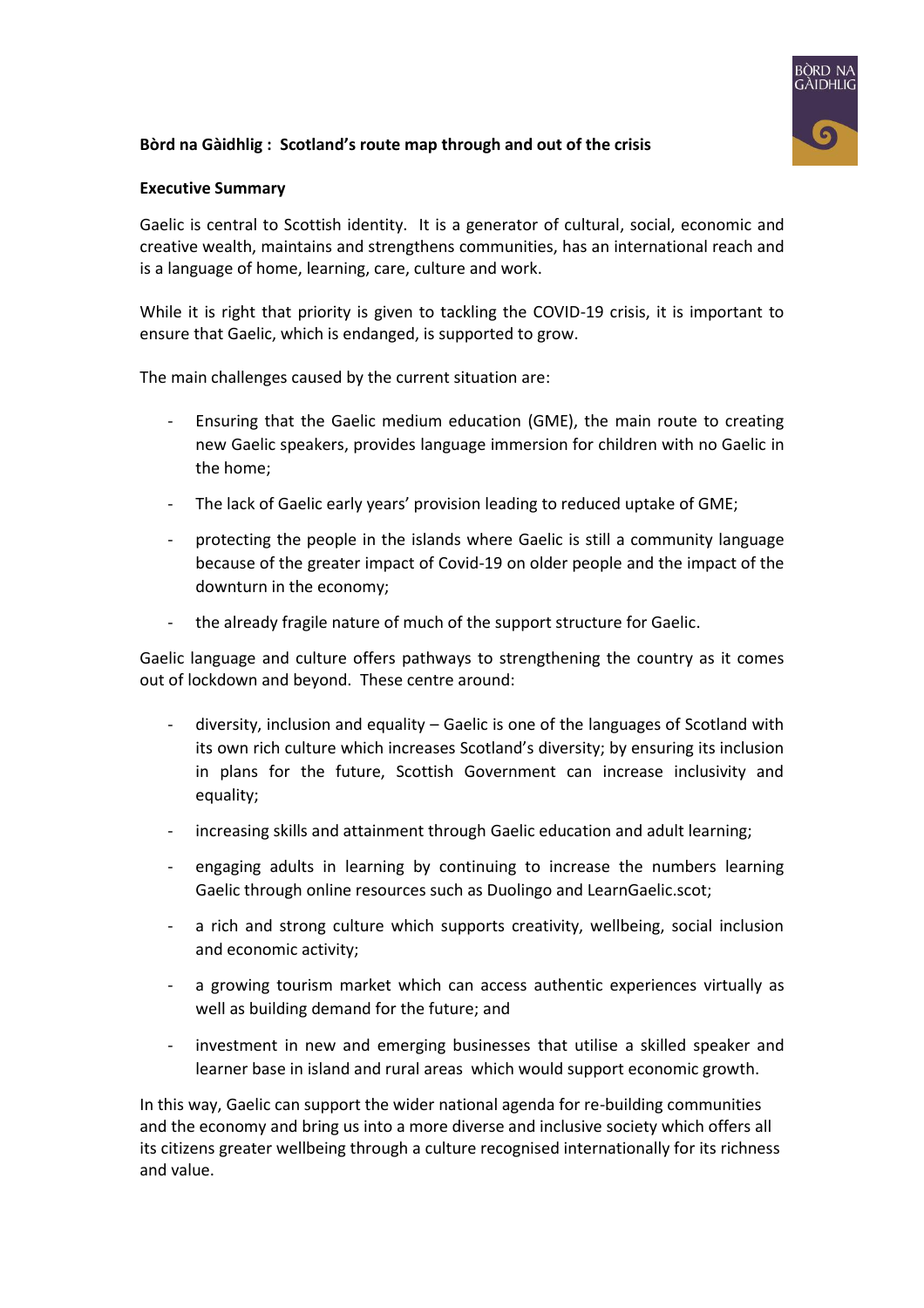**Bòrd na Gàidhlig : Scotland's route map through and out of the crisis**

**Executive Summary**

Gaelic is central to Scottish identity. It is a generator of cultural, social, economic and creative wealth, maintains and strengthens communities, has an international reach and is a language of home, learning, care, culture and work.

While it is right that priority is given to tackling the COVID-19 crisis, it is important to ensure that Gaelic, which is endanged, is supported to grow.

The main challenges caused by the current situation are:

- Ensuring that the Gaelic medium education (GME), the main route to creating new Gaelic speakers, provides language immersion for children with no Gaelic in the home;
- The lack of Gaelic early years' provision leading to reduced uptake of GME;
- protecting the people in the islands where Gaelic is still a community language because of the greater impact of Covid-19 on older people and the impact of the downturn in the economy;
- the already fragile nature of much of the support structure for Gaelic.

Gaelic language and culture offers pathways to strengthening the country as it comes out of lockdown and beyond. These centre around:

- diversity, inclusion and equality – Gaelic is one of the languages of Scotland with its own rich culture which increases Scotland's diversity; by ensuring its inclusion in plans for the future, Scottish Government can increase inclusivity and equality;
- increasing skills and attainment through Gaelic education and adult learning;
- engaging adults in learning by continuing to increase the numbers learning Gaelic through online resources such as Duolingo and LearnGaelic.scot;
- a rich and strong culture which supports creativity, wellbeing, social inclusion and economic activity;
- a growing tourism market which can access authentic experiences virtually as well as building demand for the future; and
- investment in new and emerging businesses that utilise a skilled speaker and learner base in island and rural areas which would support economic growth.

In this way, Gaelic can support the wider national agenda for re-building communities and the economy and bring us into a more diverse and inclusive society which offers all its citizens greater wellbeing through a culture recognised internationally for its richness and value.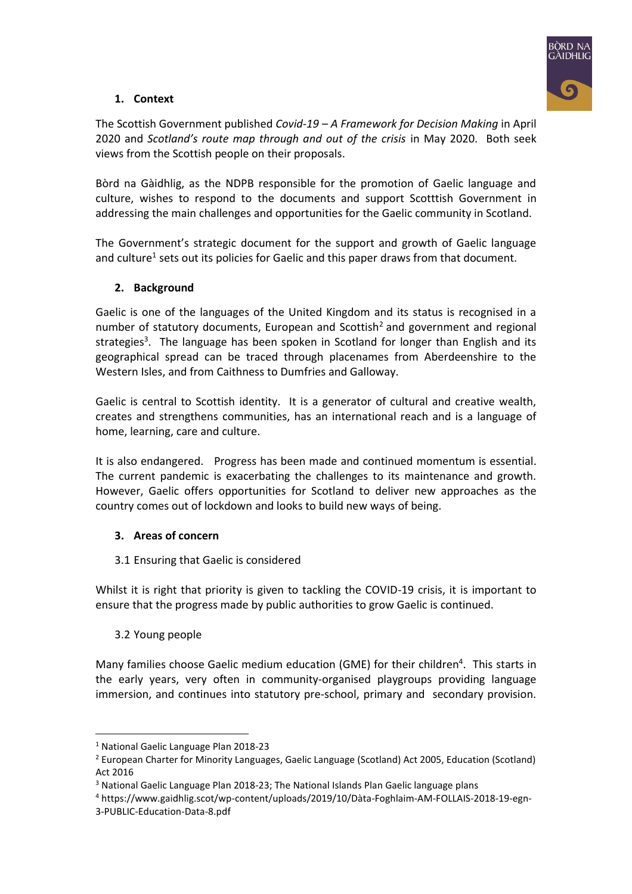## 1. Context

The Scottish Government published *Covid-19 – A Framework for Decision Making* in April 2020 and *Scotland's route map through and out of the crisis* in May 2020. Both seek views from the Scottish people on their proposals.

Bòrd na Gàidhlig, as the NDPB responsible for the promotion of Gaelic language and culture, wishes to respond to the documents and support Scotttish Government in addressing the main challenges and opportunities for the Gaelic community in Scotland.

The Government's strategic document for the support and growth of Gaelic language and culture[1] sets out its policies for Gaelic and this paper draws from that document.

## 2. Background

Gaelic is one of the languages of the United Kingdom and its status is recognised in a number of statutory documents, European and Scottish[2] and government and regional strategies[3]. The language has been spoken in Scotland for longer than English and its geographical spread can be traced through placenames from Aberdeenshire to the Western Isles, and from Caithness to Dumfries and Galloway.

Gaelic is central to Scottish identity. It is a generator of cultural and creative wealth, creates and strengthens communities, has an international reach and is a language of home, learning, care and culture.

It is also endangered. Progress has been made and continued momentum is essential. The current pandemic is exacerbating the challenges to its maintenance and growth. However, Gaelic offers opportunities for Scotland to deliver new approaches as the country comes out of lockdown and looks to build new ways of being.

## 3. Areas of concern

### 3.1 Ensuring that Gaelic is considered

Whilst it is right that priority is given to tackling the COVID-19 crisis, it is important to ensure that the progress made by public authorities to grow Gaelic is continued.

### 3.2 Young people

Many families choose Gaelic medium education (GME) for their children[4]. This starts in the early years, very often in community-organised playgroups providing language immersion, and continues into statutory pre-school, primary and secondary provision.

---

[1] National Gaelic Language Plan 2018-23

[2] European Charter for Minority Languages, Gaelic Language (Scotland) Act 2005, Education (Scotland) Act 2016

[3] National Gaelic Language Plan 2018-23; The National Islands Plan Gaelic language plans

[4] https://www.gaidhlig.scot/wp-content/uploads/2019/10/Dàta-Foghlaim-AM-FOLLAIS-2018-19-egn-3-PUBLIC-Education-Data-8.pdf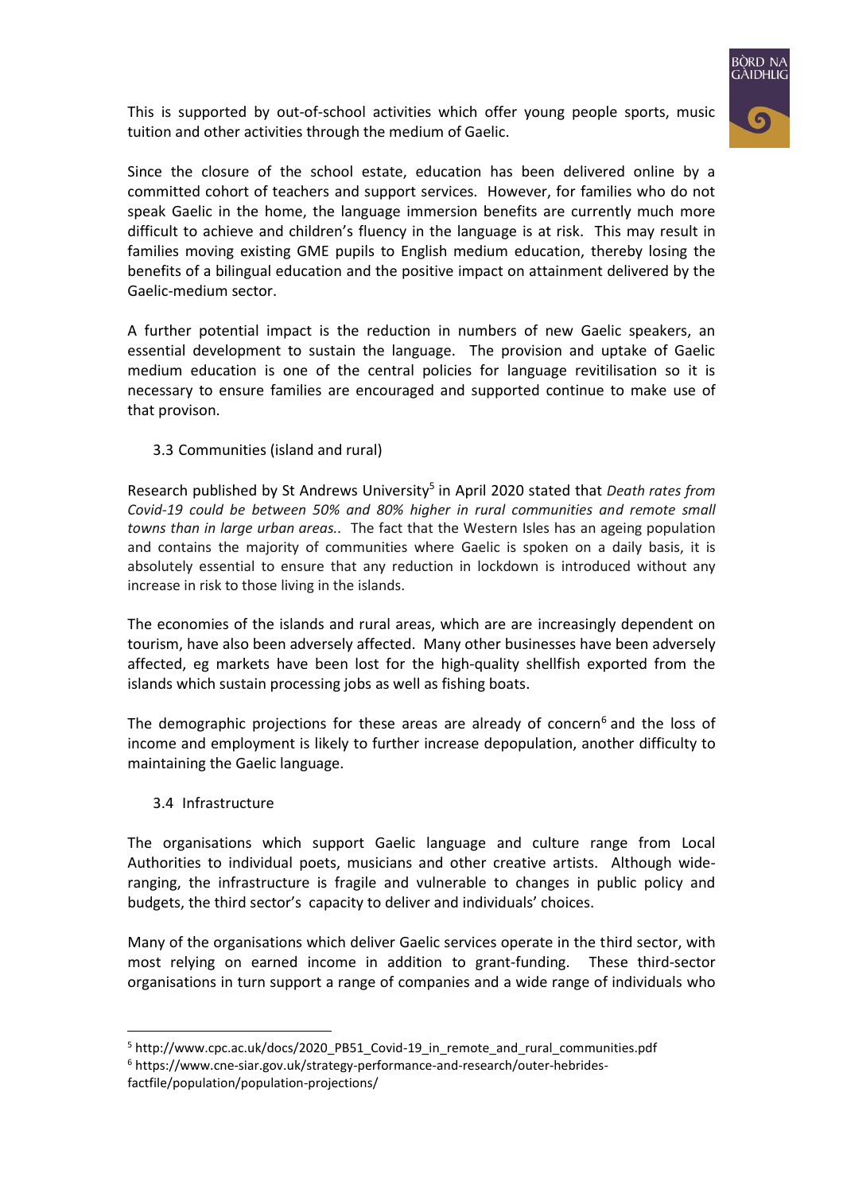This is supported by out-of-school activities which offer young people sports, music tuition and other activities through the medium of Gaelic.

Since the closure of the school estate, education has been delivered online by a committed cohort of teachers and support services. However, for families who do not speak Gaelic in the home, the language immersion benefits are currently much more difficult to achieve and children's fluency in the language is at risk. This may result in families moving existing GME pupils to English medium education, thereby losing the benefits of a bilingual education and the positive impact on attainment delivered by the Gaelic-medium sector.

A further potential impact is the reduction in numbers of new Gaelic speakers, an essential development to sustain the language. The provision and uptake of Gaelic medium education is one of the central policies for language revitilisation so it is necessary to ensure families are encouraged and supported continue to make use of that provison.

### 3.3 Communities (island and rural)

Research published by St Andrews University[5] in April 2020 stated that *Death rates from Covid-19 could be between 50% and 80% higher in rural communities and remote small towns than in large urban areas..* The fact that the Western Isles has an ageing population and contains the majority of communities where Gaelic is spoken on a daily basis, it is absolutely essential to ensure that any reduction in lockdown is introduced without any increase in risk to those living in the islands.

The economies of the islands and rural areas, which are are increasingly dependent on tourism, have also been adversely affected. Many other businesses have been adversely affected, eg markets have been lost for the high-quality shellfish exported from the islands which sustain processing jobs as well as fishing boats.

The demographic projections for these areas are already of concern[6] and the loss of income and employment is likely to further increase depopulation, another difficulty to maintaining the Gaelic language.

### 3.4 Infrastructure

The organisations which support Gaelic language and culture range from Local Authorities to individual poets, musicians and other creative artists. Although wide-ranging, the infrastructure is fragile and vulnerable to changes in public policy and budgets, the third sector's capacity to deliver and individuals' choices.

Many of the organisations which deliver Gaelic services operate in the third sector, with most relying on earned income in addition to grant-funding. These third-sector organisations in turn support a range of companies and a wide range of individuals who

---

[5] http://www.cpc.ac.uk/docs/2020_PB51_Covid-19_in_remote_and_rural_communities.pdf

[6] https://www.cne-siar.gov.uk/strategy-performance-and-research/outer-hebrides-factfile/population/population-projections/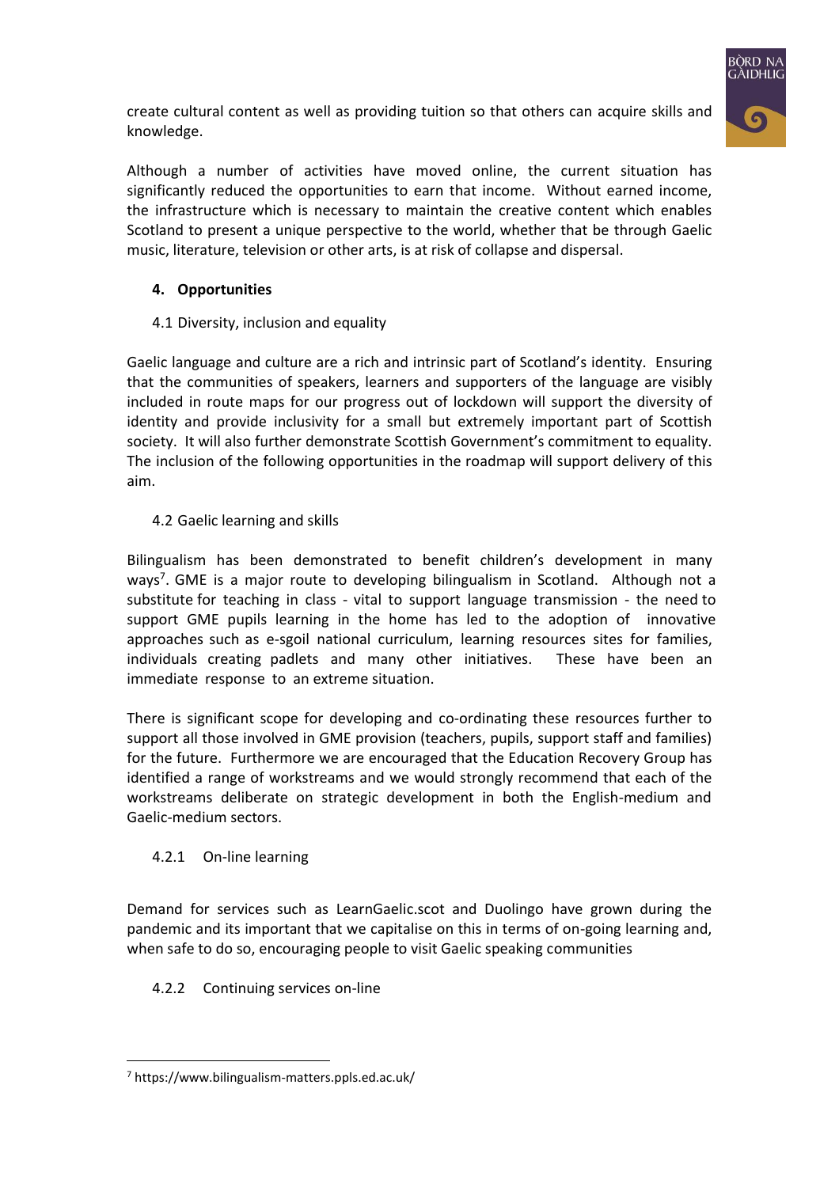create cultural content as well as providing tuition so that others can acquire skills and knowledge.

Although a number of activities have moved online, the current situation has significantly reduced the opportunities to earn that income. Without earned income, the infrastructure which is necessary to maintain the creative content which enables Scotland to present a unique perspective to the world, whether that be through Gaelic music, literature, television or other arts, is at risk of collapse and dispersal.

## 4. Opportunities

### 4.1 Diversity, inclusion and equality

Gaelic language and culture are a rich and intrinsic part of Scotland's identity. Ensuring that the communities of speakers, learners and supporters of the language are visibly included in route maps for our progress out of lockdown will support the diversity of identity and provide inclusivity for a small but extremely important part of Scottish society. It will also further demonstrate Scottish Government's commitment to equality. The inclusion of the following opportunities in the roadmap will support delivery of this aim.

### 4.2 Gaelic learning and skills

Bilingualism has been demonstrated to benefit children's development in many ways[7]. GME is a major route to developing bilingualism in Scotland. Although not a substitute for teaching in class - vital to support language transmission - the need to support GME pupils learning in the home has led to the adoption of innovative approaches such as e-sgoil national curriculum, learning resources sites for families, individuals creating padlets and many other initiatives. These have been an immediate response to an extreme situation.

There is significant scope for developing and co-ordinating these resources further to support all those involved in GME provision (teachers, pupils, support staff and families) for the future. Furthermore we are encouraged that the Education Recovery Group has identified a range of workstreams and we would strongly recommend that each of the workstreams deliberate on strategic development in both the English-medium and Gaelic-medium sectors.

#### 4.2.1 On-line learning

Demand for services such as LearnGaelic.scot and Duolingo have grown during the pandemic and its important that we capitalise on this in terms of on-going learning and, when safe to do so, encouraging people to visit Gaelic speaking communities

#### 4.2.2 Continuing services on-line

---

[7] https://www.bilingualism-matters.ppls.ed.ac.uk/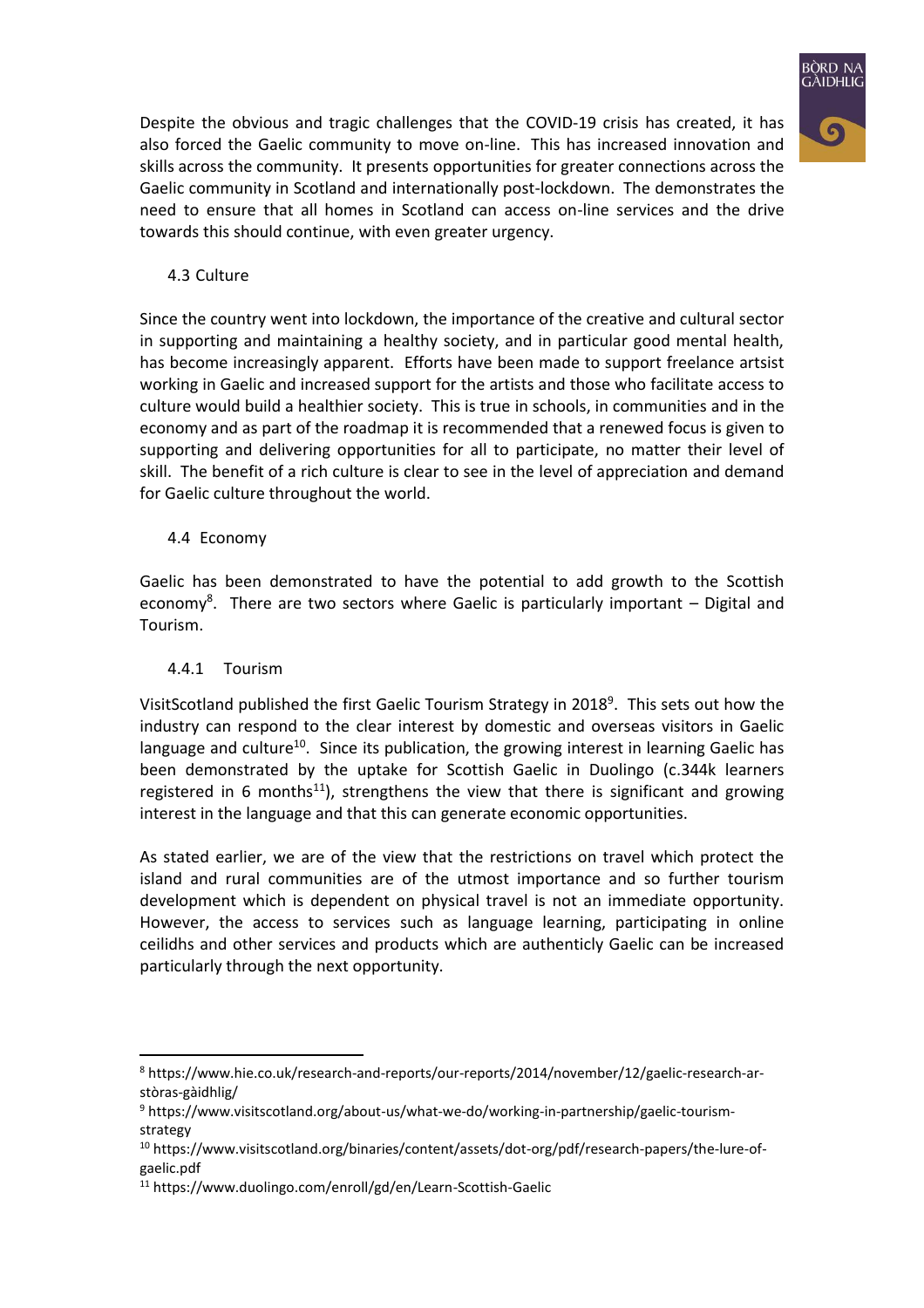Despite the obvious and tragic challenges that the COVID-19 crisis has created, it has also forced the Gaelic community to move on-line. This has increased innovation and skills across the community. It presents opportunities for greater connections across the Gaelic community in Scotland and internationally post-lockdown. The demonstrates the need to ensure that all homes in Scotland can access on-line services and the drive towards this should continue, with even greater urgency.

### 4.3 Culture

Since the country went into lockdown, the importance of the creative and cultural sector in supporting and maintaining a healthy society, and in particular good mental health, has become increasingly apparent. Efforts have been made to support freelance artsist working in Gaelic and increased support for the artists and those who facilitate access to culture would build a healthier society. This is true in schools, in communities and in the economy and as part of the roadmap it is recommended that a renewed focus is given to supporting and delivering opportunities for all to participate, no matter their level of skill. The benefit of a rich culture is clear to see in the level of appreciation and demand for Gaelic culture throughout the world.

### 4.4 Economy

Gaelic has been demonstrated to have the potential to add growth to the Scottish economy[8]. There are two sectors where Gaelic is particularly important – Digital and Tourism.

#### 4.4.1 Tourism

VisitScotland published the first Gaelic Tourism Strategy in 2018[9]. This sets out how the industry can respond to the clear interest by domestic and overseas visitors in Gaelic language and culture[10]. Since its publication, the growing interest in learning Gaelic has been demonstrated by the uptake for Scottish Gaelic in Duolingo (c.344k learners registered in 6 months[11]), strengthens the view that there is significant and growing interest in the language and that this can generate economic opportunities.

As stated earlier, we are of the view that the restrictions on travel which protect the island and rural communities are of the utmost importance and so further tourism development which is dependent on physical travel is not an immediate opportunity. However, the access to services such as language learning, participating in online ceilidhs and other services and products which are authenticly Gaelic can be increased particularly through the next opportunity.

---

[8] https://www.hie.co.uk/research-and-reports/our-reports/2014/november/12/gaelic-research-ar-stòras-gàidhlig/

[9] https://www.visitscotland.org/about-us/what-we-do/working-in-partnership/gaelic-tourism-strategy

[10] https://www.visitscotland.org/binaries/content/assets/dot-org/pdf/research-papers/the-lure-of-gaelic.pdf

[11] https://www.duolingo.com/enroll/gd/en/Learn-Scottish-Gaelic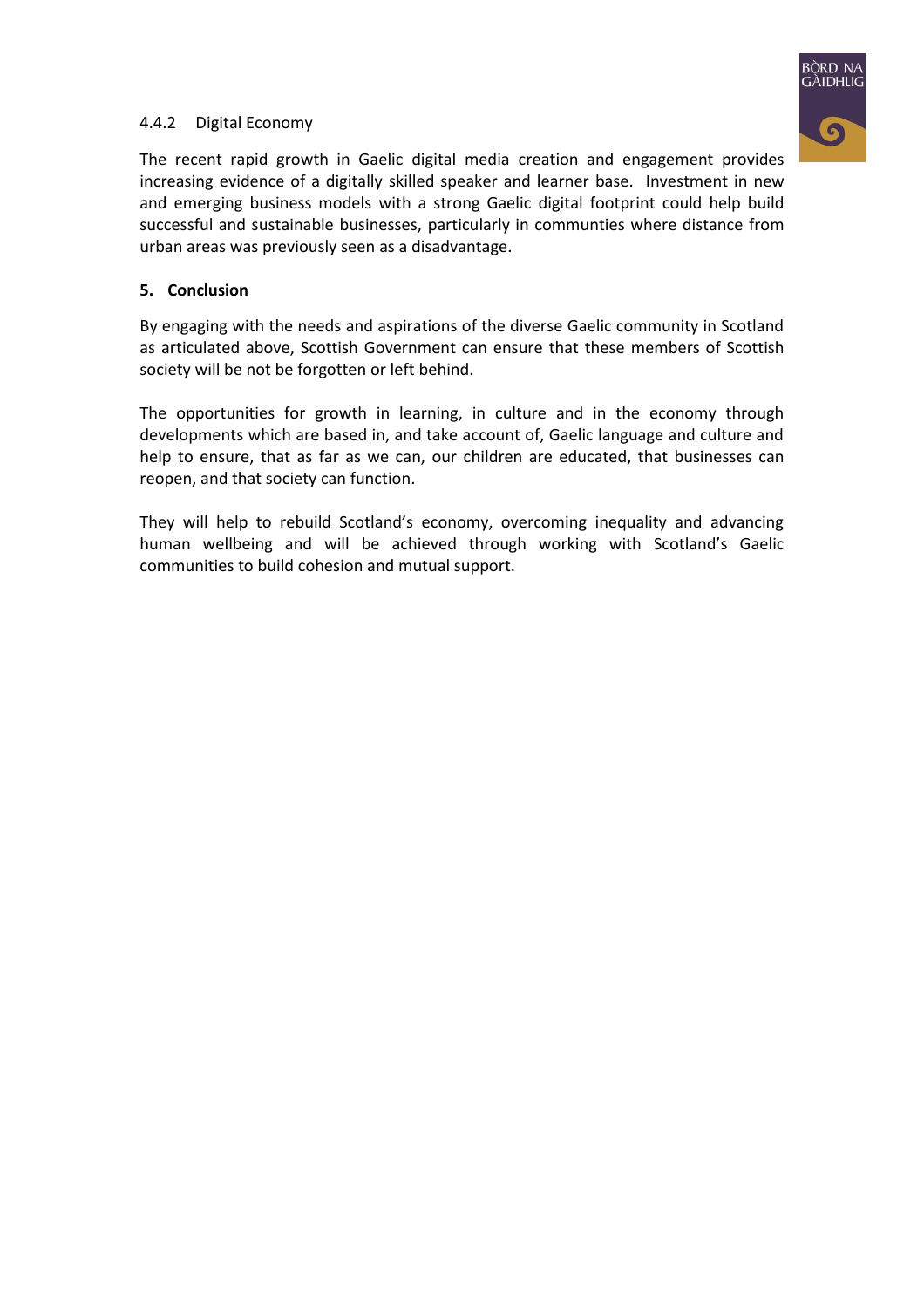#### 4.4.2 Digital Economy

The recent rapid growth in Gaelic digital media creation and engagement provides increasing evidence of a digitally skilled speaker and learner base. Investment in new and emerging business models with a strong Gaelic digital footprint could help build successful and sustainable businesses, particularly in communties where distance from urban areas was previously seen as a disadvantage.

## 5. Conclusion

By engaging with the needs and aspirations of the diverse Gaelic community in Scotland as articulated above, Scottish Government can ensure that these members of Scottish society will be not be forgotten or left behind.

The opportunities for growth in learning, in culture and in the economy through developments which are based in, and take account of, Gaelic language and culture and help to ensure, that as far as we can, our children are educated, that businesses can reopen, and that society can function.

They will help to rebuild Scotland's economy, overcoming inequality and advancing human wellbeing and will be achieved through working with Scotland's Gaelic communities to build cohesion and mutual support.